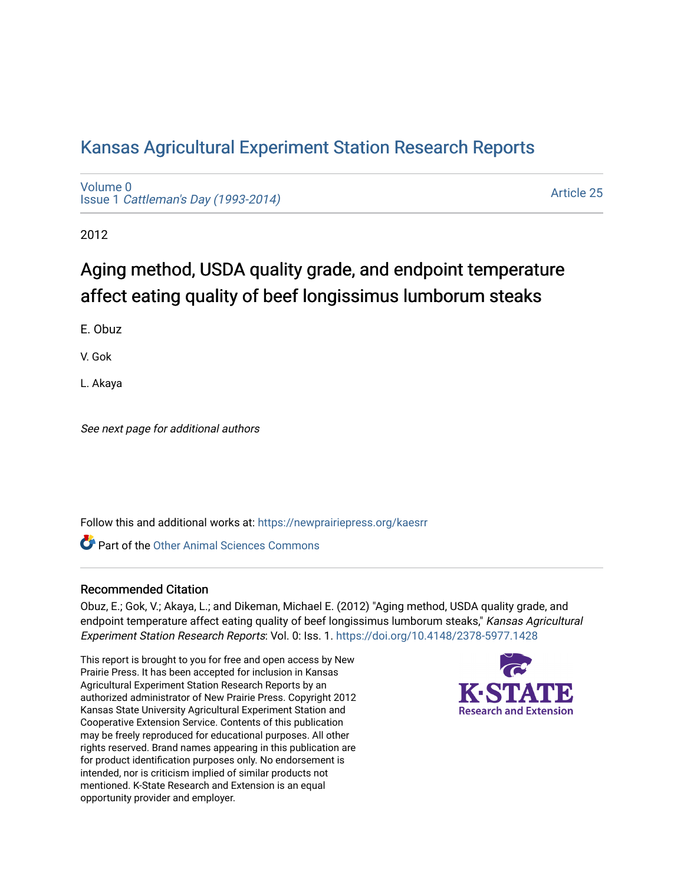# Kansas Agricultural Experiment Station Research Reports

Volume 0
Issue 1 *Cattleman's Day (1993-2014)*

Article 25

2012

## Aging method, USDA quality grade, and endpoint temperature affect eating quality of beef longissimus lumborum steaks

E. Obuz

V. Gok

L. Akaya

*See next page for additional authors*

Follow this and additional works at: https://newprairiepress.org/kaesrr

Part of the Other Animal Sciences Commons

### Recommended Citation

Obuz, E.; Gok, V.; Akaya, L.; and Dikeman, Michael E. (2012) "Aging method, USDA quality grade, and endpoint temperature affect eating quality of beef longissimus lumborum steaks," *Kansas Agricultural Experiment Station Research Reports*: Vol. 0: Iss. 1. https://doi.org/10.4148/2378-5977.1428

This report is brought to you for free and open access by New Prairie Press. It has been accepted for inclusion in Kansas Agricultural Experiment Station Research Reports by an authorized administrator of New Prairie Press. Copyright 2012 Kansas State University Agricultural Experiment Station and Cooperative Extension Service. Contents of this publication may be freely reproduced for educational purposes. All other rights reserved. Brand names appearing in this publication are for product identification purposes only. No endorsement is intended, nor is criticism implied of similar products not mentioned. K-State Research and Extension is an equal opportunity provider and employer.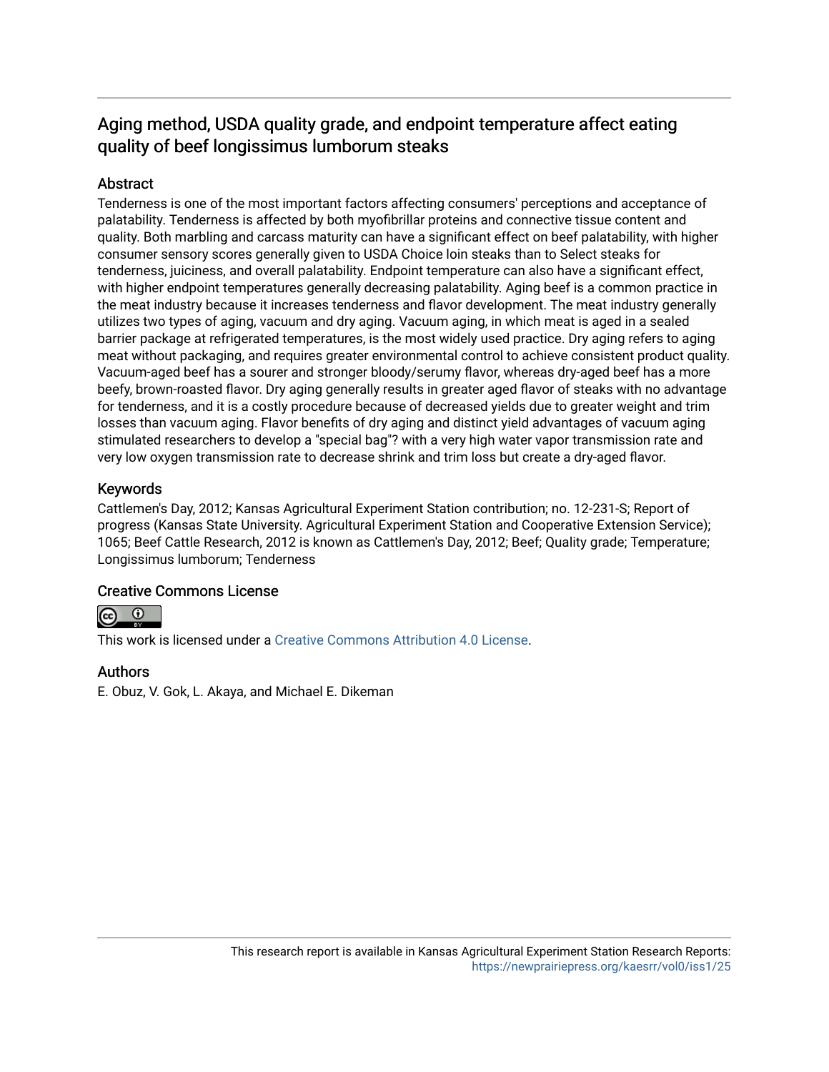# Aging method, USDA quality grade, and endpoint temperature affect eating quality of beef longissimus lumborum steaks

## Abstract

Tenderness is one of the most important factors affecting consumers' perceptions and acceptance of palatability. Tenderness is affected by both myofibrillar proteins and connective tissue content and quality. Both marbling and carcass maturity can have a significant effect on beef palatability, with higher consumer sensory scores generally given to USDA Choice loin steaks than to Select steaks for tenderness, juiciness, and overall palatability. Endpoint temperature can also have a significant effect, with higher endpoint temperatures generally decreasing palatability. Aging beef is a common practice in the meat industry because it increases tenderness and flavor development. The meat industry generally utilizes two types of aging, vacuum and dry aging. Vacuum aging, in which meat is aged in a sealed barrier package at refrigerated temperatures, is the most widely used practice. Dry aging refers to aging meat without packaging, and requires greater environmental control to achieve consistent product quality. Vacuum-aged beef has a sourer and stronger bloody/serumy flavor, whereas dry-aged beef has a more beefy, brown-roasted flavor. Dry aging generally results in greater aged flavor of steaks with no advantage for tenderness, and it is a costly procedure because of decreased yields due to greater weight and trim losses than vacuum aging. Flavor benefits of dry aging and distinct yield advantages of vacuum aging stimulated researchers to develop a "special bag"? with a very high water vapor transmission rate and very low oxygen transmission rate to decrease shrink and trim loss but create a dry-aged flavor.

## Keywords

Cattlemen's Day, 2012; Kansas Agricultural Experiment Station contribution; no. 12-231-S; Report of progress (Kansas State University. Agricultural Experiment Station and Cooperative Extension Service); 1065; Beef Cattle Research, 2012 is known as Cattlemen's Day, 2012; Beef; Quality grade; Temperature; Longissimus lumborum; Tenderness

## Creative Commons License

This work is licensed under a Creative Commons Attribution 4.0 License.

## Authors

E. Obuz, V. Gok, L. Akaya, and Michael E. Dikeman

This research report is available in Kansas Agricultural Experiment Station Research Reports: https://newprairiepress.org/kaesrr/vol0/iss1/25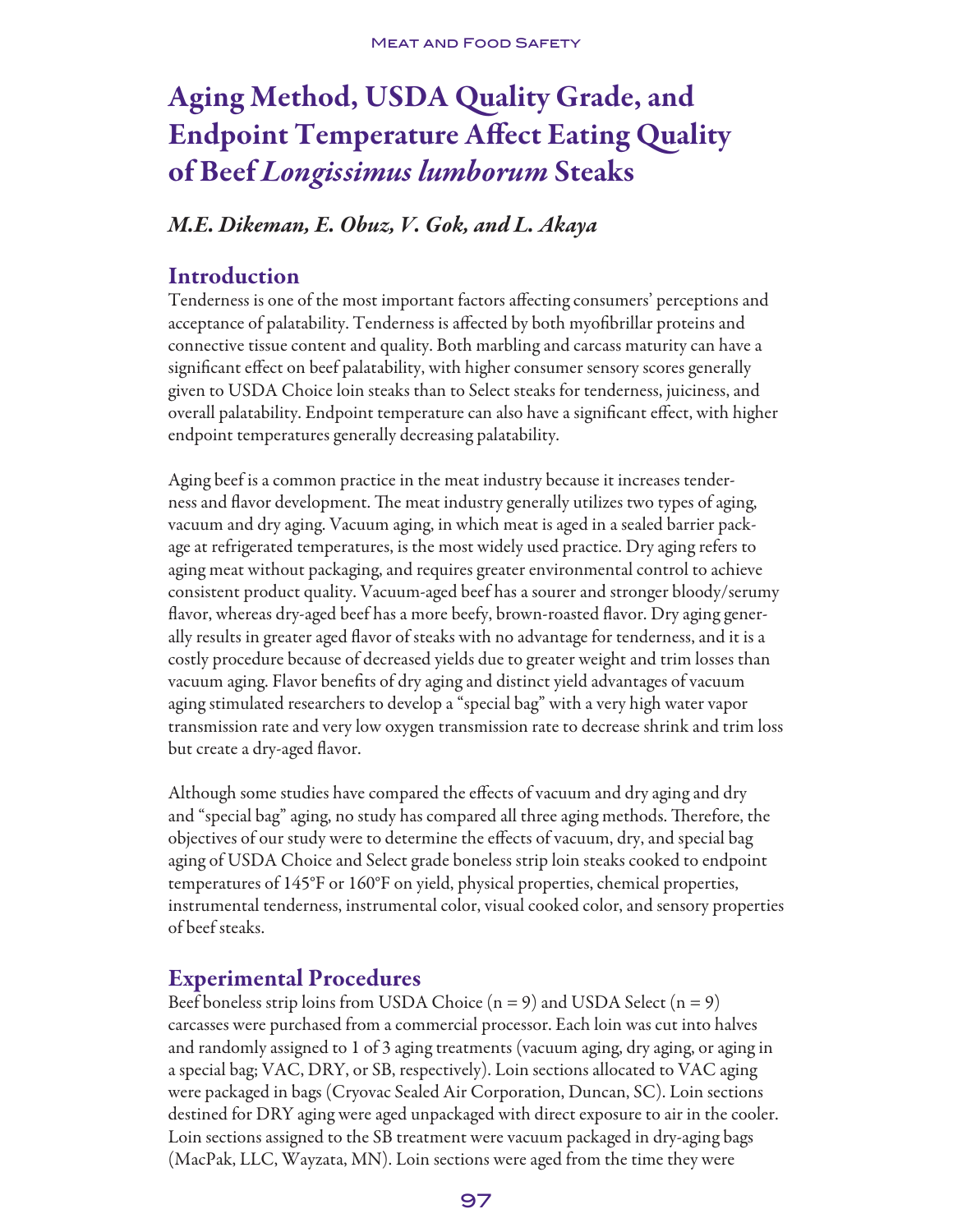# Aging Method, USDA Quality Grade, and Endpoint Temperature Affect Eating Quality of Beef *Longissimus lumborum* Steaks

*M.E. Dikeman, E. Obuz, V. Gok, and L. Akaya*

## Introduction

Tenderness is one of the most important factors affecting consumers' perceptions and acceptance of palatability. Tenderness is affected by both myofibrillar proteins and connective tissue content and quality. Both marbling and carcass maturity can have a significant effect on beef palatability, with higher consumer sensory scores generally given to USDA Choice loin steaks than to Select steaks for tenderness, juiciness, and overall palatability. Endpoint temperature can also have a significant effect, with higher endpoint temperatures generally decreasing palatability.

Aging beef is a common practice in the meat industry because it increases tenderness and flavor development. The meat industry generally utilizes two types of aging, vacuum and dry aging. Vacuum aging, in which meat is aged in a sealed barrier package at refrigerated temperatures, is the most widely used practice. Dry aging refers to aging meat without packaging, and requires greater environmental control to achieve consistent product quality. Vacuum-aged beef has a sourer and stronger bloody/serumy flavor, whereas dry-aged beef has a more beefy, brown-roasted flavor. Dry aging generally results in greater aged flavor of steaks with no advantage for tenderness, and it is a costly procedure because of decreased yields due to greater weight and trim losses than vacuum aging. Flavor benefits of dry aging and distinct yield advantages of vacuum aging stimulated researchers to develop a "special bag" with a very high water vapor transmission rate and very low oxygen transmission rate to decrease shrink and trim loss but create a dry-aged flavor.

Although some studies have compared the effects of vacuum and dry aging and dry and "special bag" aging, no study has compared all three aging methods. Therefore, the objectives of our study were to determine the effects of vacuum, dry, and special bag aging of USDA Choice and Select grade boneless strip loin steaks cooked to endpoint temperatures of 145°F or 160°F on yield, physical properties, chemical properties, instrumental tenderness, instrumental color, visual cooked color, and sensory properties of beef steaks.

## Experimental Procedures

Beef boneless strip loins from USDA Choice (n = 9) and USDA Select (n = 9) carcasses were purchased from a commercial processor. Each loin was cut into halves and randomly assigned to 1 of 3 aging treatments (vacuum aging, dry aging, or aging in a special bag; VAC, DRY, or SB, respectively). Loin sections allocated to VAC aging were packaged in bags (Cryovac Sealed Air Corporation, Duncan, SC). Loin sections destined for DRY aging were aged unpackaged with direct exposure to air in the cooler. Loin sections assigned to the SB treatment were vacuum packaged in dry-aging bags (MacPak, LLC, Wayzata, MN). Loin sections were aged from the time they were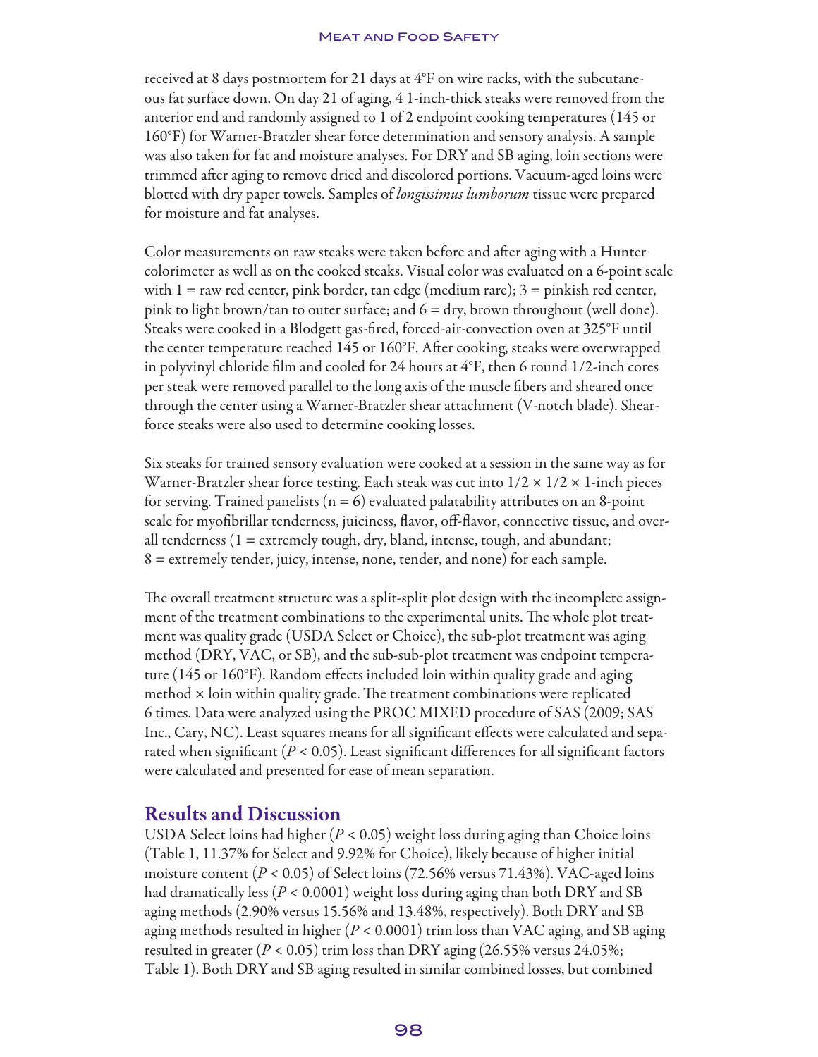received at 8 days postmortem for 21 days at 4°F on wire racks, with the subcutaneous fat surface down. On day 21 of aging, 4 1-inch-thick steaks were removed from the anterior end and randomly assigned to 1 of 2 endpoint cooking temperatures (145 or 160°F) for Warner-Bratzler shear force determination and sensory analysis. A sample was also taken for fat and moisture analyses. For DRY and SB aging, loin sections were trimmed after aging to remove dried and discolored portions. Vacuum-aged loins were blotted with dry paper towels. Samples of *longissimus lumborum* tissue were prepared for moisture and fat analyses.

Color measurements on raw steaks were taken before and after aging with a Hunter colorimeter as well as on the cooked steaks. Visual color was evaluated on a 6-point scale with 1 = raw red center, pink border, tan edge (medium rare); 3 = pinkish red center, pink to light brown/tan to outer surface; and 6 = dry, brown throughout (well done). Steaks were cooked in a Blodgett gas-fired, forced-air-convection oven at 325°F until the center temperature reached 145 or 160°F. After cooking, steaks were overwrapped in polyvinyl chloride film and cooled for 24 hours at 4°F, then 6 round 1/2-inch cores per steak were removed parallel to the long axis of the muscle fibers and sheared once through the center using a Warner-Bratzler shear attachment (V-notch blade). Shear-force steaks were also used to determine cooking losses.

Six steaks for trained sensory evaluation were cooked at a session in the same way as for Warner-Bratzler shear force testing. Each steak was cut into 1/2 × 1/2 × 1-inch pieces for serving. Trained panelists (n = 6) evaluated palatability attributes on an 8-point scale for myofibrillar tenderness, juiciness, flavor, off-flavor, connective tissue, and overall tenderness (1 = extremely tough, dry, bland, intense, tough, and abundant; 8 = extremely tender, juicy, intense, none, tender, and none) for each sample.

The overall treatment structure was a split-split plot design with the incomplete assignment of the treatment combinations to the experimental units. The whole plot treatment was quality grade (USDA Select or Choice), the sub-plot treatment was aging method (DRY, VAC, or SB), and the sub-sub-plot treatment was endpoint temperature (145 or 160°F). Random effects included loin within quality grade and aging method × loin within quality grade. The treatment combinations were replicated 6 times. Data were analyzed using the PROC MIXED procedure of SAS (2009; SAS Inc., Cary, NC). Least squares means for all significant effects were calculated and separated when significant ($P < 0.05$). Least significant differences for all significant factors were calculated and presented for ease of mean separation.

## Results and Discussion

USDA Select loins had higher ($P < 0.05$) weight loss during aging than Choice loins (Table 1, 11.37% for Select and 9.92% for Choice), likely because of higher initial moisture content ($P < 0.05$) of Select loins (72.56% versus 71.43%). VAC-aged loins had dramatically less ($P < 0.0001$) weight loss during aging than both DRY and SB aging methods (2.90% versus 15.56% and 13.48%, respectively). Both DRY and SB aging methods resulted in higher ($P < 0.0001$) trim loss than VAC aging, and SB aging resulted in greater ($P < 0.05$) trim loss than DRY aging (26.55% versus 24.05%; Table 1). Both DRY and SB aging resulted in similar combined losses, but combined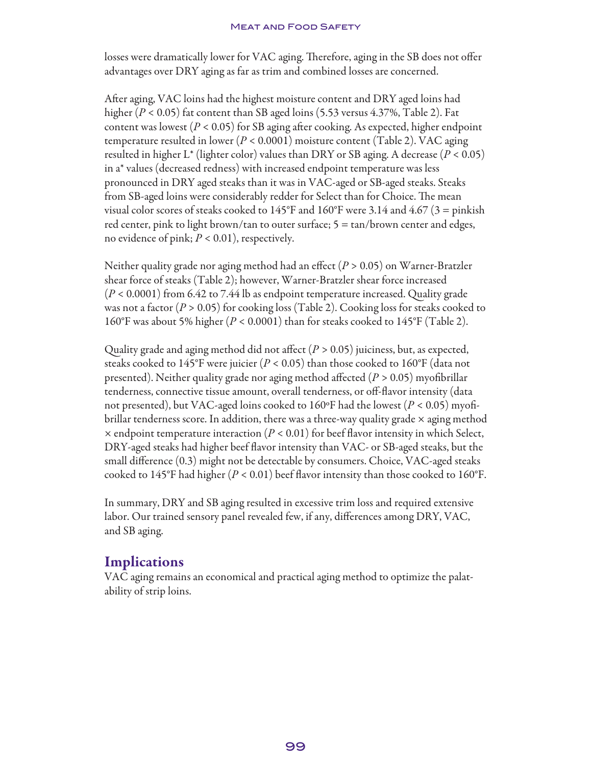losses were dramatically lower for VAC aging. Therefore, aging in the SB does not offer advantages over DRY aging as far as trim and combined losses are concerned.

After aging, VAC loins had the highest moisture content and DRY aged loins had higher ($P < 0.05$) fat content than SB aged loins (5.53 versus 4.37%, Table 2). Fat content was lowest ($P < 0.05$) for SB aging after cooking. As expected, higher endpoint temperature resulted in lower ($P < 0.0001$) moisture content (Table 2). VAC aging resulted in higher L* (lighter color) values than DRY or SB aging. A decrease ($P < 0.05$) in a* values (decreased redness) with increased endpoint temperature was less pronounced in DRY aged steaks than it was in VAC-aged or SB-aged steaks. Steaks from SB-aged loins were considerably redder for Select than for Choice. The mean visual color scores of steaks cooked to 145°F and 160°F were 3.14 and 4.67 (3 = pinkish red center, pink to light brown/tan to outer surface; 5 = tan/brown center and edges, no evidence of pink; $P < 0.01$), respectively.

Neither quality grade nor aging method had an effect ($P > 0.05$) on Warner-Bratzler shear force of steaks (Table 2); however, Warner-Bratzler shear force increased ($P < 0.0001$) from 6.42 to 7.44 lb as endpoint temperature increased. Quality grade was not a factor ($P > 0.05$) for cooking loss (Table 2). Cooking loss for steaks cooked to 160°F was about 5% higher ($P < 0.0001$) than for steaks cooked to 145°F (Table 2).

Quality grade and aging method did not affect ($P > 0.05$) juiciness, but, as expected, steaks cooked to 145°F were juicier ($P < 0.05$) than those cooked to 160°F (data not presented). Neither quality grade nor aging method affected ($P > 0.05$) myofibrillar tenderness, connective tissue amount, overall tenderness, or off-flavor intensity (data not presented), but VAC-aged loins cooked to 160ºF had the lowest ($P < 0.05$) myofibrillar tenderness score. In addition, there was a three-way quality grade × aging method × endpoint temperature interaction ($P < 0.01$) for beef flavor intensity in which Select, DRY-aged steaks had higher beef flavor intensity than VAC- or SB-aged steaks, but the small difference (0.3) might not be detectable by consumers. Choice, VAC-aged steaks cooked to 145°F had higher ($P < 0.01$) beef flavor intensity than those cooked to 160°F.

In summary, DRY and SB aging resulted in excessive trim loss and required extensive labor. Our trained sensory panel revealed few, if any, differences among DRY, VAC, and SB aging.

## Implications

VAC aging remains an economical and practical aging method to optimize the palatability of strip loins.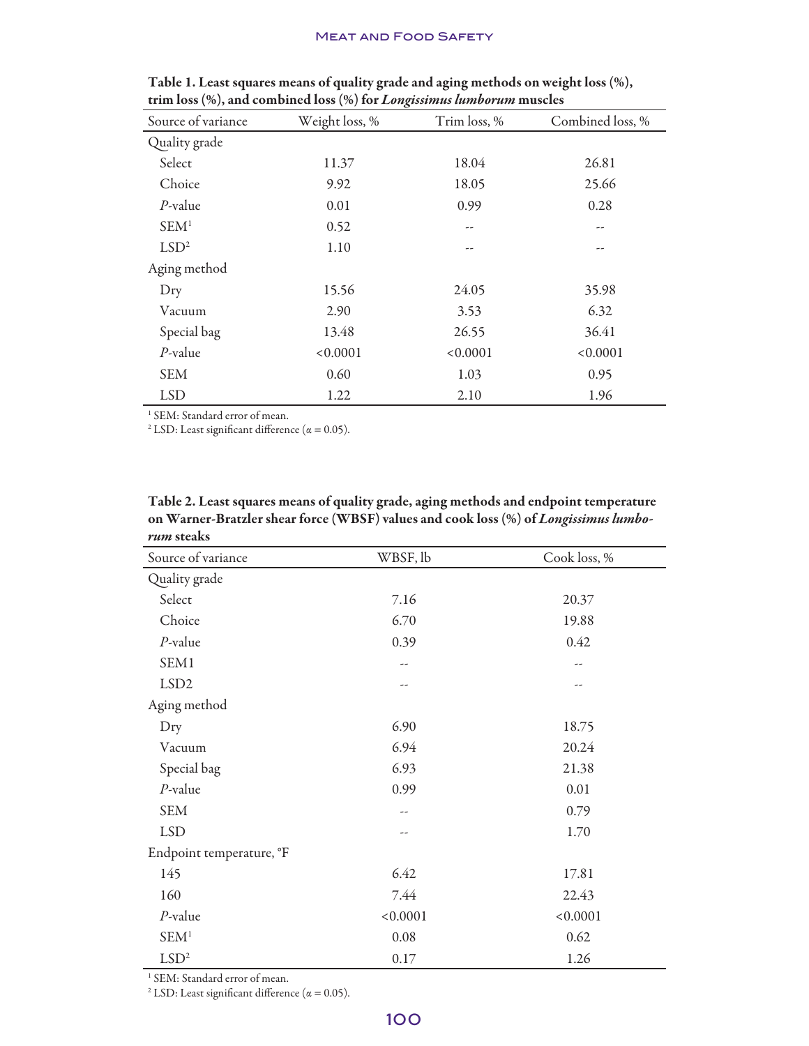**Table 1. Least squares means of quality grade and aging methods on weight loss (%), trim loss (%), and combined loss (%) for *Longissimus lumborum* muscles**

| Source of variance | Weight loss, % | Trim loss, % | Combined loss, % |
|---|---|---|---|
| Quality grade | | | |
| Select | 11.37 | 18.04 | 26.81 |
| Choice | 9.92 | 18.05 | 25.66 |
| *P*-value | 0.01 | 0.99 | 0.28 |
| SEM[1] | 0.52 | -- | -- |
| LSD[2] | 1.10 | -- | -- |
| Aging method | | | |
| Dry | 15.56 | 24.05 | 35.98 |
| Vacuum | 2.90 | 3.53 | 6.32 |
| Special bag | 13.48 | 26.55 | 36.41 |
| *P*-value | <0.0001 | <0.0001 | <0.0001 |
| SEM | 0.60 | 1.03 | 0.95 |
| LSD | 1.22 | 2.10 | 1.96 |

[1] SEM: Standard error of mean.
[2] LSD: Least significant difference ($\alpha = 0.05$).

**Table 2. Least squares means of quality grade, aging methods and endpoint temperature on Warner-Bratzler shear force (WBSF) values and cook loss (%) of *Longissimus lumborum* steaks**

| Source of variance | WBSF, lb | Cook loss, % |
|---|---|---|
| Quality grade | | |
| Select | 7.16 | 20.37 |
| Choice | 6.70 | 19.88 |
| *P*-value | 0.39 | 0.42 |
| SEM1 | -- | -- |
| LSD2 | -- | -- |
| Aging method | | |
| Dry | 6.90 | 18.75 |
| Vacuum | 6.94 | 20.24 |
| Special bag | 6.93 | 21.38 |
| *P*-value | 0.99 | 0.01 |
| SEM | -- | 0.79 |
| LSD | -- | 1.70 |
| Endpoint temperature, °F | | |
| 145 | 6.42 | 17.81 |
| 160 | 7.44 | 22.43 |
| *P*-value | <0.0001 | <0.0001 |
| SEM[1] | 0.08 | 0.62 |
| LSD[2] | 0.17 | 1.26 |

[1] SEM: Standard error of mean.
[2] LSD: Least significant difference ($\alpha = 0.05$).